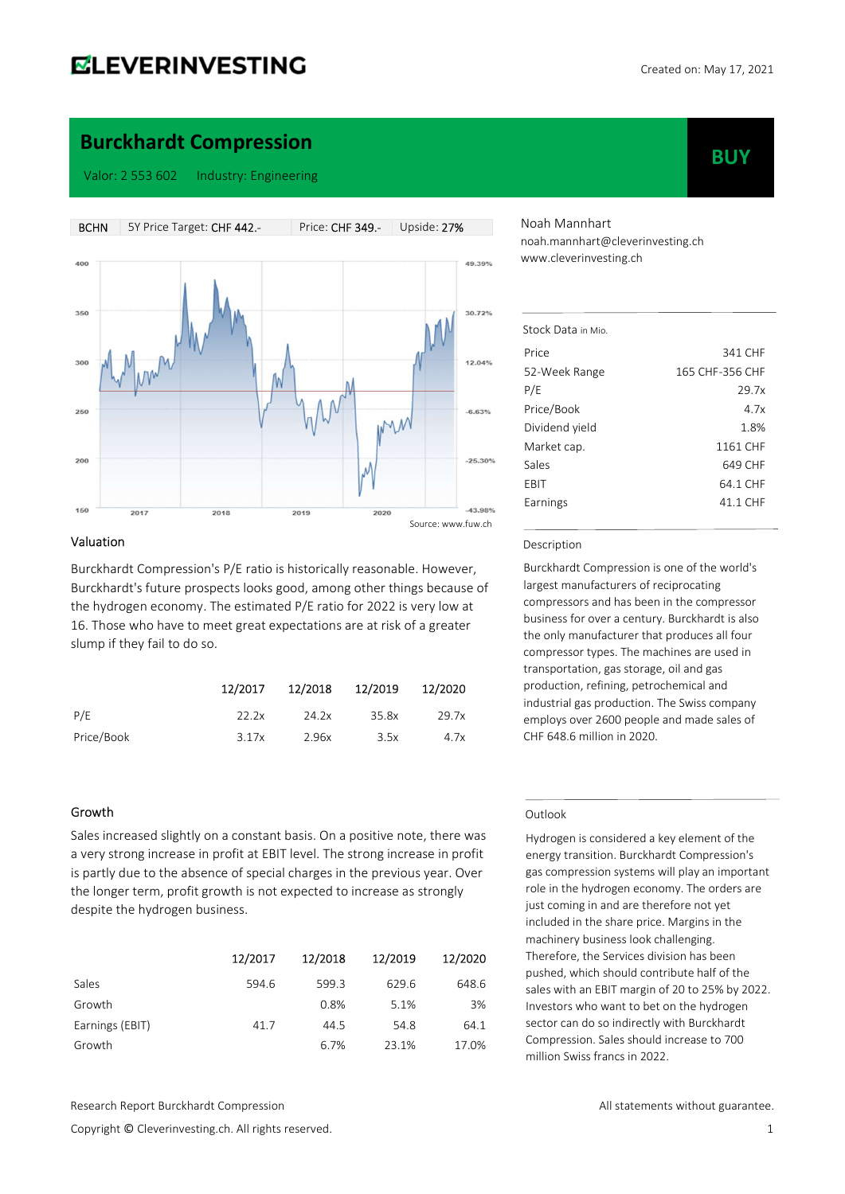**CLEVERINVESTING**

Created on: May 17, 2021

# Burckhardt Compression

Valor: 2 553 602 Industry: Engineering

**BUY**

| BCHN | 5Y Price Target: CHF 442.- | Price: CHF 349.- | Upside: 27% |
| --- | --- | --- | --- |

Source: www.fuw.ch

Noah Mannhart
noah.mannhart@cleverinvesting.ch
www.cleverinvesting.ch

Stock Data in Mio.

| | |
| --- | --- |
| Price | 341 CHF |
| 52-Week Range | 165 CHF-356 CHF |
| P/E | 29.7x |
| Price/Book | 4.7x |
| Dividend yield | 1.8% |
| Market cap. | 1161 CHF |
| Sales | 649 CHF |
| EBIT | 64.1 CHF |
| Earnings | 41.1 CHF |

## Valuation

Burckhardt Compression's P/E ratio is historically reasonable. However, Burckhardt's future prospects looks good, among other things because of the hydrogen economy. The estimated P/E ratio for 2022 is very low at 16. Those who have to meet great expectations are at risk of a greater slump if they fail to do so.

| | 12/2017 | 12/2018 | 12/2019 | 12/2020 |
| --- | --- | --- | --- | --- |
| P/E | 22.2x | 24.2x | 35.8x | 29.7x |
| Price/Book | 3.17x | 2.96x | 3.5x | 4.7x |

## Description

Burckhardt Compression is one of the world's largest manufacturers of reciprocating compressors and has been in the compressor business for over a century. Burckhardt is also the only manufacturer that produces all four compressor types. The machines are used in transportation, gas storage, oil and gas production, refining, petrochemical and industrial gas production. The Swiss company employs over 2600 people and made sales of CHF 648.6 million in 2020.

## Growth

Sales increased slightly on a constant basis. On a positive note, there was a very strong increase in profit at EBIT level. The strong increase in profit is partly due to the absence of special charges in the previous year. Over the longer term, profit growth is not expected to increase as strongly despite the hydrogen business.

| | 12/2017 | 12/2018 | 12/2019 | 12/2020 |
| --- | --- | --- | --- | --- |
| Sales | 594.6 | 599.3 | 629.6 | 648.6 |
| Growth | | 0.8% | 5.1% | 3% |
| Earnings (EBIT) | 41.7 | 44.5 | 54.8 | 64.1 |
| Growth | | 6.7% | 23.1% | 17.0% |

## Outlook

Hydrogen is considered a key element of the energy transition. Burckhardt Compression's gas compression systems will play an important role in the hydrogen economy. The orders are just coming in and are therefore not yet included in the share price. Margins in the machinery business look challenging. Therefore, the Services division has been pushed, which should contribute half of the sales with an EBIT margin of 20 to 25% by 2022. Investors who want to bet on the hydrogen sector can do so indirectly with Burckhardt Compression. Sales should increase to 700 million Swiss francs in 2022.

Research Report Burckhardt Compression

All statements without guarantee.

Copyright © Cleverinvesting.ch. All rights reserved.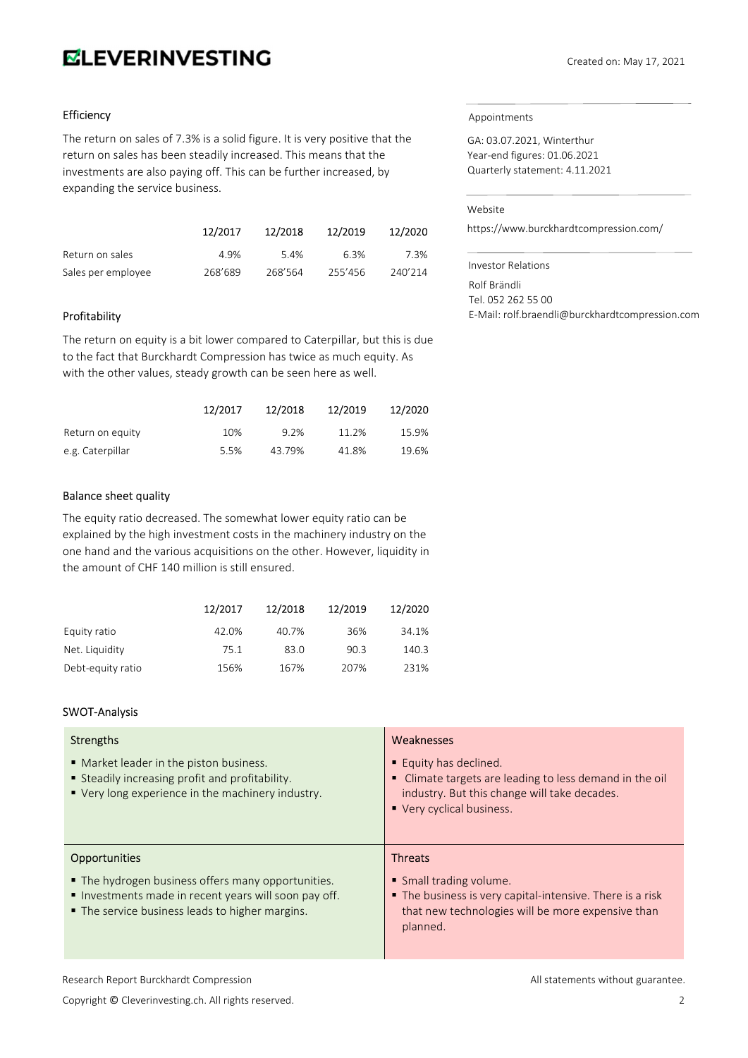## Efficiency

The return on sales of 7.3% is a solid figure. It is very positive that the return on sales has been steadily increased. This means that the investments are also paying off. This can be further increased, by expanding the service business.

| | 12/2017 | 12/2018 | 12/2019 | 12/2020 |
|---|---|---|---|---|
| Return on sales | 4.9% | 5.4% | 6.3% | 7.3% |
| Sales per employee | 268'689 | 268'564 | 255'456 | 240'214 |

## Profitability

The return on equity is a bit lower compared to Caterpillar, but this is due to the fact that Burckhardt Compression has twice as much equity. As with the other values, steady growth can be seen here as well.

| | 12/2017 | 12/2018 | 12/2019 | 12/2020 |
|---|---|---|---|---|
| Return on equity | 10% | 9.2% | 11.2% | 15.9% |
| e.g. Caterpillar | 5.5% | 43.79% | 41.8% | 19.6% |

## Balance sheet quality

The equity ratio decreased. The somewhat lower equity ratio can be explained by the high investment costs in the machinery industry on the one hand and the various acquisitions on the other. However, liquidity in the amount of CHF 140 million is still ensured.

| | 12/2017 | 12/2018 | 12/2019 | 12/2020 |
|---|---|---|---|---|
| Equity ratio | 42.0% | 40.7% | 36% | 34.1% |
| Net. Liquidity | 75.1 | 83.0 | 90.3 | 140.3 |
| Debt-equity ratio | 156% | 167% | 207% | 231% |

## SWOT-Analysis

| Strengths | Weaknesses |
|---|---|
| ▪ Market leader in the piston business.<br>▪ Steadily increasing profit and profitability.<br>▪ Very long experience in the machinery industry. | ▪ Equity has declined.<br>▪ Climate targets are leading to less demand in the oil industry. But this change will take decades.<br>▪ Very cyclical business. |
| **Opportunities** | **Threats** |
| ▪ The hydrogen business offers many opportunities.<br>▪ Investments made in recent years will soon pay off.<br>▪ The service business leads to higher margins. | ▪ Small trading volume.<br>▪ The business is very capital-intensive. There is a risk that new technologies will be more expensive than planned. |

### Appointments

GA: 03.07.2021, Winterthur
Year-end figures: 01.06.2021
Quarterly statement: 4.11.2021

### Website

https://www.burckhardtcompression.com/

### Investor Relations

Rolf Brändli
Tel. 052 262 55 00
E-Mail: rolf.braendli@burckhardtcompression.com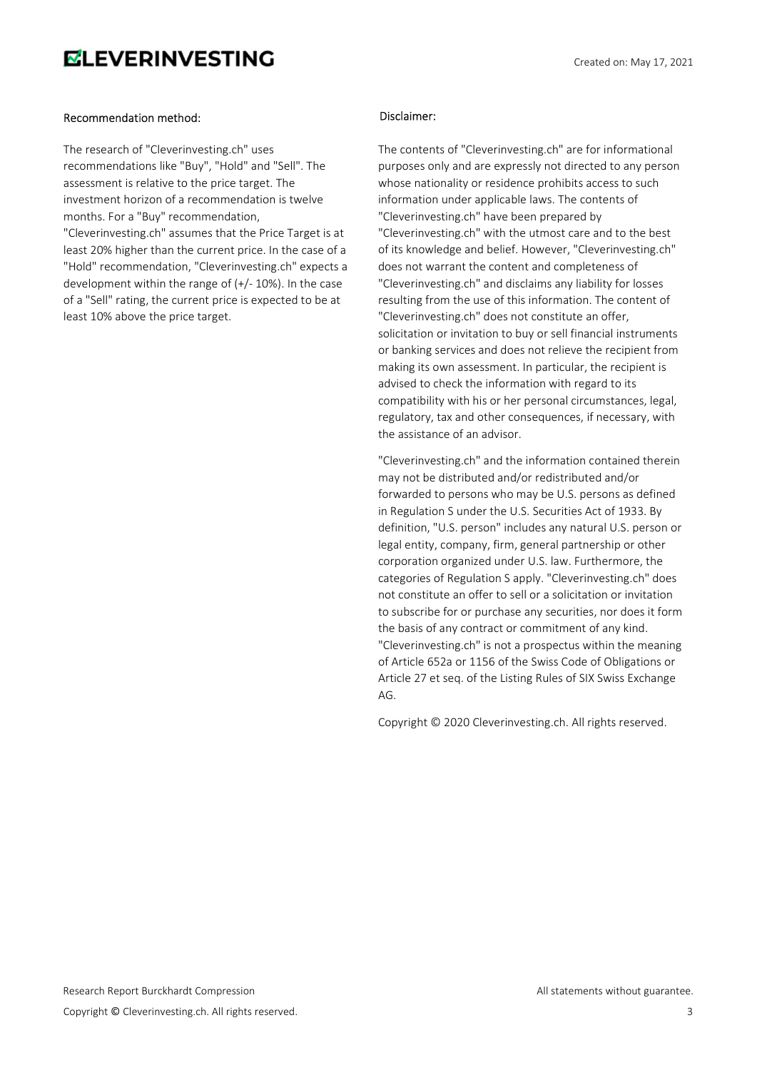## Recommendation method:

The research of "Cleverinvesting.ch" uses recommendations like "Buy", "Hold" and "Sell". The assessment is relative to the price target. The investment horizon of a recommendation is twelve months. For a "Buy" recommendation, "Cleverinvesting.ch" assumes that the Price Target is at least 20% higher than the current price. In the case of a "Hold" recommendation, "Cleverinvesting.ch" expects a development within the range of (+/- 10%). In the case of a "Sell" rating, the current price is expected to be at least 10% above the price target.

## Disclaimer:

The contents of "Cleverinvesting.ch" are for informational purposes only and are expressly not directed to any person whose nationality or residence prohibits access to such information under applicable laws. The contents of "Cleverinvesting.ch" have been prepared by "Cleverinvesting.ch" with the utmost care and to the best of its knowledge and belief. However, "Cleverinvesting.ch" does not warrant the content and completeness of "Cleverinvesting.ch" and disclaims any liability for losses resulting from the use of this information. The content of "Cleverinvesting.ch" does not constitute an offer, solicitation or invitation to buy or sell financial instruments or banking services and does not relieve the recipient from making its own assessment. In particular, the recipient is advised to check the information with regard to its compatibility with his or her personal circumstances, legal, regulatory, tax and other consequences, if necessary, with the assistance of an advisor.

"Cleverinvesting.ch" and the information contained therein may not be distributed and/or redistributed and/or forwarded to persons who may be U.S. persons as defined in Regulation S under the U.S. Securities Act of 1933. By definition, "U.S. person" includes any natural U.S. person or legal entity, company, firm, general partnership or other corporation organized under U.S. law. Furthermore, the categories of Regulation S apply. "Cleverinvesting.ch" does not constitute an offer to sell or a solicitation or invitation to subscribe for or purchase any securities, nor does it form the basis of any contract or commitment of any kind. "Cleverinvesting.ch" is not a prospectus within the meaning of Article 652a or 1156 of the Swiss Code of Obligations or Article 27 et seq. of the Listing Rules of SIX Swiss Exchange AG.

Copyright © 2020 Cleverinvesting.ch. All rights reserved.